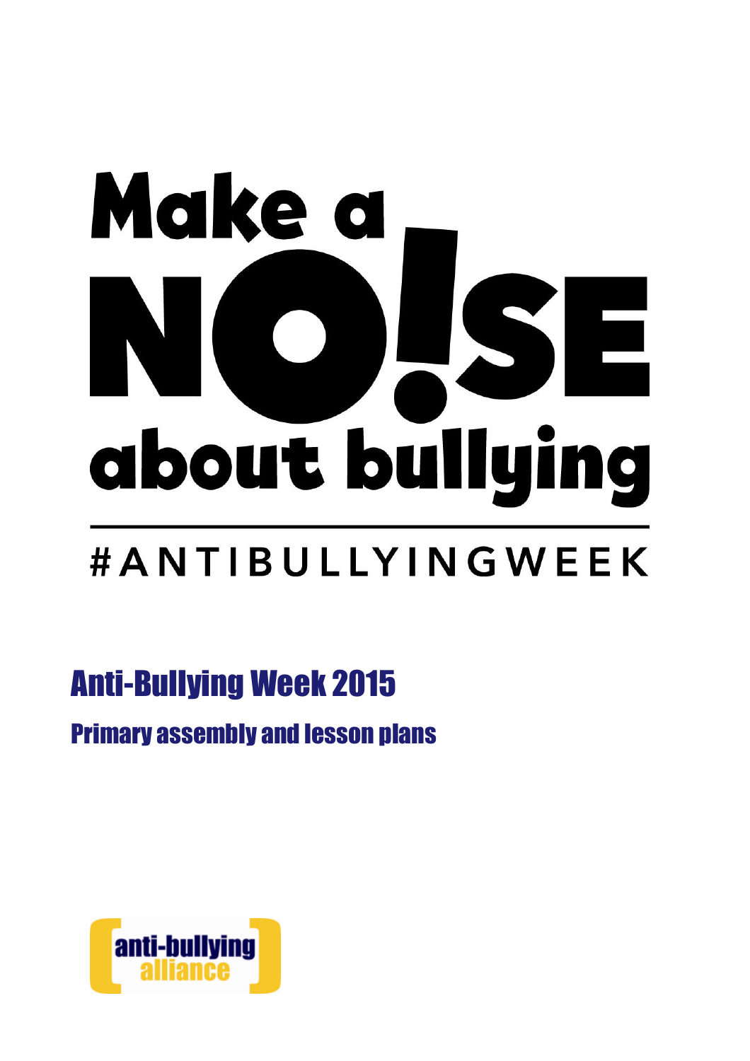# Make a NO!SE about bullying

#ANTIBULLYINGWEEK

## Anti-Bullying Week 2015

### Primary assembly and lesson plans

anti-bullying alliance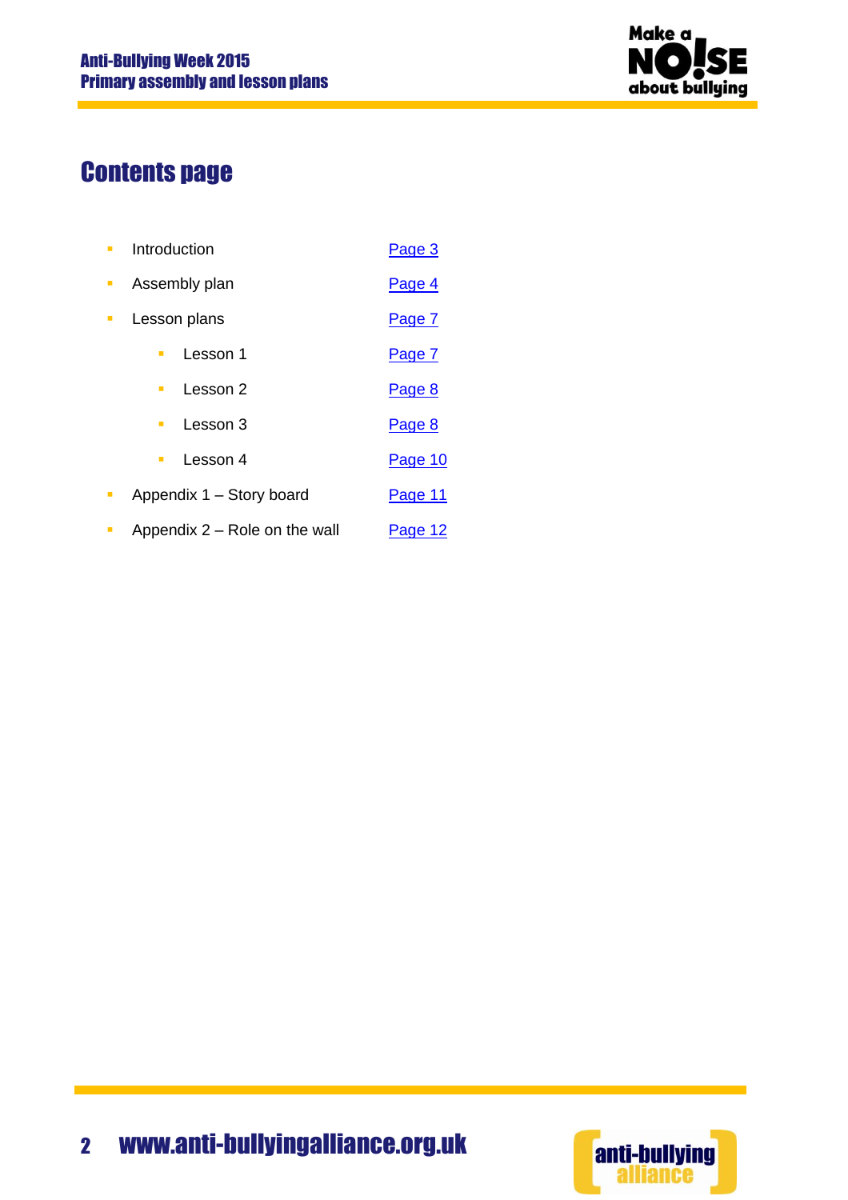# Contents page

- Introduction — Page 3
- Assembly plan — Page 4
- Lesson plans — Page 7
    - Lesson 1 — Page 7
    - Lesson 2 — Page 8
    - Lesson 3 — Page 8
    - Lesson 4 — Page 10
- Appendix 1 – Story board — Page 11
- Appendix 2 – Role on the wall — Page 12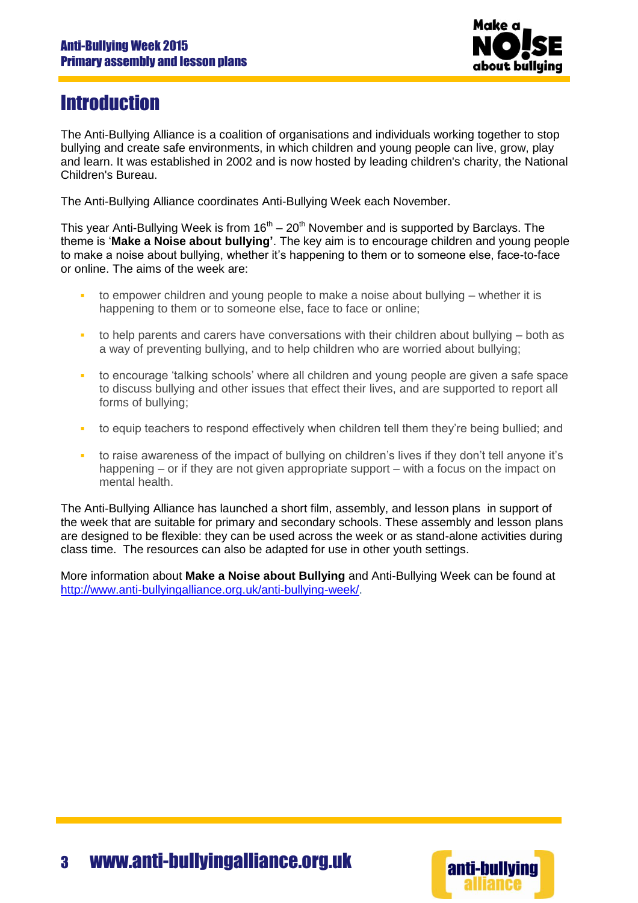# Introduction

The Anti-Bullying Alliance is a coalition of organisations and individuals working together to stop bullying and create safe environments, in which children and young people can live, grow, play and learn. It was established in 2002 and is now hosted by leading children's charity, the National Children's Bureau.

The Anti-Bullying Alliance coordinates Anti-Bullying Week each November.

This year Anti-Bullying Week is from 16th – 20th November and is supported by Barclays. The theme is '**Make a Noise about bullying'**. The key aim is to encourage children and young people to make a noise about bullying, whether it's happening to them or to someone else, face-to-face or online. The aims of the week are:

- to empower children and young people to make a noise about bullying – whether it is happening to them or to someone else, face to face or online;
- to help parents and carers have conversations with their children about bullying – both as a way of preventing bullying, and to help children who are worried about bullying;
- to encourage 'talking schools' where all children and young people are given a safe space to discuss bullying and other issues that effect their lives, and are supported to report all forms of bullying;
- to equip teachers to respond effectively when children tell them they're being bullied; and
- to raise awareness of the impact of bullying on children's lives if they don't tell anyone it's happening – or if they are not given appropriate support – with a focus on the impact on mental health.

The Anti-Bullying Alliance has launched a short film, assembly, and lesson plans in support of the week that are suitable for primary and secondary schools. These assembly and lesson plans are designed to be flexible: they can be used across the week or as stand-alone activities during class time. The resources can also be adapted for use in other youth settings.

More information about **Make a Noise about Bullying** and Anti-Bullying Week can be found at http://www.anti-bullyingalliance.org.uk/anti-bullying-week/.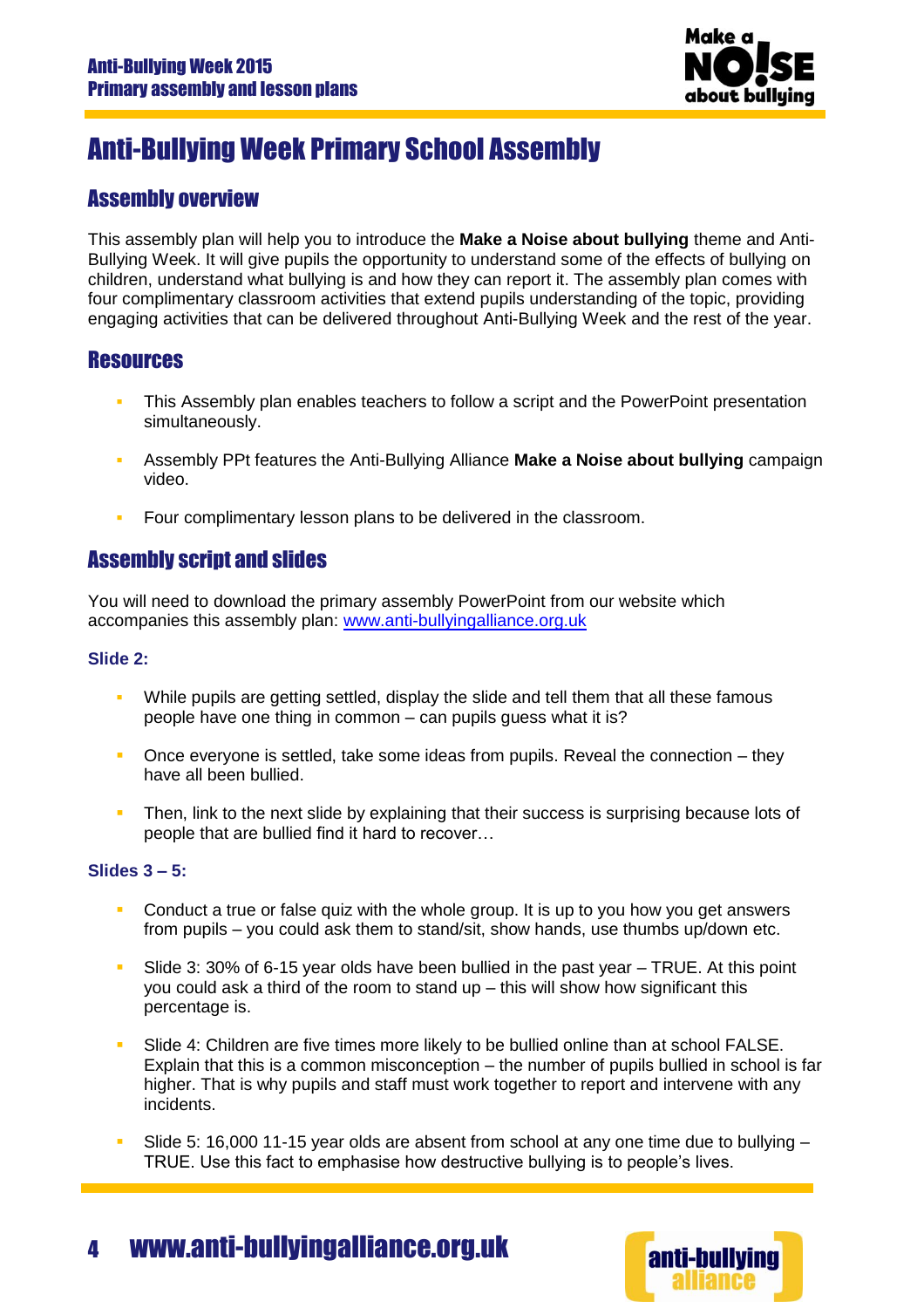# Anti-Bullying Week Primary School Assembly

## Assembly overview

This assembly plan will help you to introduce the **Make a Noise about bullying** theme and Anti-Bullying Week. It will give pupils the opportunity to understand some of the effects of bullying on children, understand what bullying is and how they can report it. The assembly plan comes with four complimentary classroom activities that extend pupils understanding of the topic, providing engaging activities that can be delivered throughout Anti-Bullying Week and the rest of the year.

## Resources

- This Assembly plan enables teachers to follow a script and the PowerPoint presentation simultaneously.
- Assembly PPt features the Anti-Bullying Alliance **Make a Noise about bullying** campaign video.
- Four complimentary lesson plans to be delivered in the classroom.

## Assembly script and slides

You will need to download the primary assembly PowerPoint from our website which accompanies this assembly plan: www.anti-bullyingalliance.org.uk

### Slide 2:

- While pupils are getting settled, display the slide and tell them that all these famous people have one thing in common – can pupils guess what it is?
- Once everyone is settled, take some ideas from pupils. Reveal the connection – they have all been bullied.
- Then, link to the next slide by explaining that their success is surprising because lots of people that are bullied find it hard to recover…

### Slides 3 – 5:

- Conduct a true or false quiz with the whole group. It is up to you how you get answers from pupils – you could ask them to stand/sit, show hands, use thumbs up/down etc.
- Slide 3: 30% of 6-15 year olds have been bullied in the past year – TRUE. At this point you could ask a third of the room to stand up – this will show how significant this percentage is.
- Slide 4: Children are five times more likely to be bullied online than at school FALSE. Explain that this is a common misconception – the number of pupils bullied in school is far higher. That is why pupils and staff must work together to report and intervene with any incidents.
- Slide 5: 16,000 11-15 year olds are absent from school at any one time due to bullying – TRUE. Use this fact to emphasise how destructive bullying is to people's lives.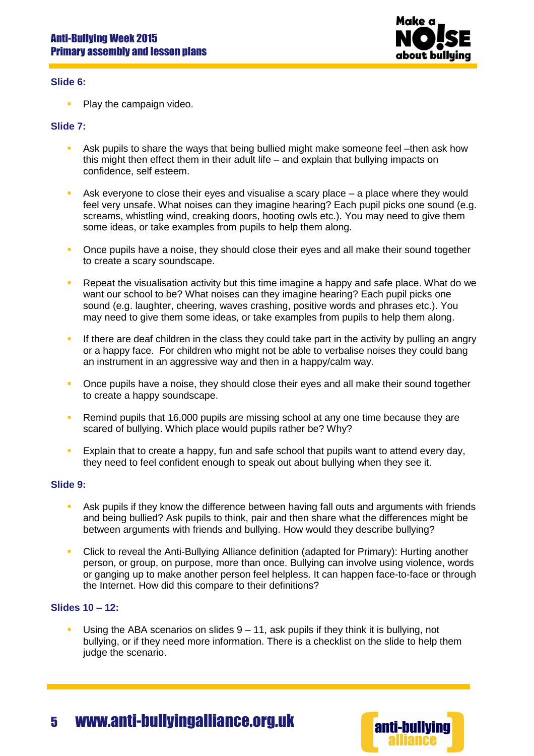**Slide 6:**

- Play the campaign video.

**Slide 7:**

- Ask pupils to share the ways that being bullied might make someone feel –then ask how this might then effect them in their adult life – and explain that bullying impacts on confidence, self esteem.

- Ask everyone to close their eyes and visualise a scary place – a place where they would feel very unsafe. What noises can they imagine hearing? Each pupil picks one sound (e.g. screams, whistling wind, creaking doors, hooting owls etc.). You may need to give them some ideas, or take examples from pupils to help them along.

- Once pupils have a noise, they should close their eyes and all make their sound together to create a scary soundscape.

- Repeat the visualisation activity but this time imagine a happy and safe place. What do we want our school to be? What noises can they imagine hearing? Each pupil picks one sound (e.g. laughter, cheering, waves crashing, positive words and phrases etc.). You may need to give them some ideas, or take examples from pupils to help them along.

- If there are deaf children in the class they could take part in the activity by pulling an angry or a happy face. For children who might not be able to verbalise noises they could bang an instrument in an aggressive way and then in a happy/calm way.

- Once pupils have a noise, they should close their eyes and all make their sound together to create a happy soundscape.

- Remind pupils that 16,000 pupils are missing school at any one time because they are scared of bullying. Which place would pupils rather be? Why?

- Explain that to create a happy, fun and safe school that pupils want to attend every day, they need to feel confident enough to speak out about bullying when they see it.

**Slide 9:**

- Ask pupils if they know the difference between having fall outs and arguments with friends and being bullied? Ask pupils to think, pair and then share what the differences might be between arguments with friends and bullying. How would they describe bullying?

- Click to reveal the Anti-Bullying Alliance definition (adapted for Primary): Hurting another person, or group, on purpose, more than once. Bullying can involve using violence, words or ganging up to make another person feel helpless. It can happen face-to-face or through the Internet. How did this compare to their definitions?

**Slides 10 – 12:**

- Using the ABA scenarios on slides 9 – 11, ask pupils if they think it is bullying, not bullying, or if they need more information. There is a checklist on the slide to help them judge the scenario.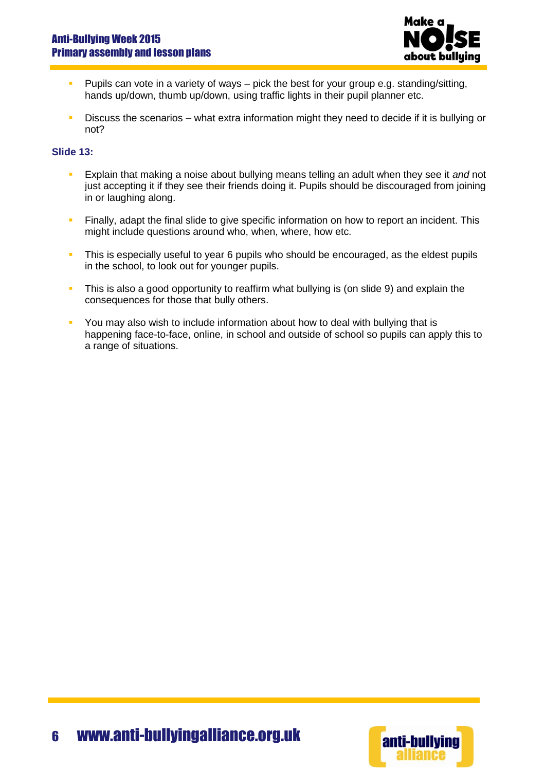- Pupils can vote in a variety of ways – pick the best for your group e.g. standing/sitting, hands up/down, thumb up/down, using traffic lights in their pupil planner etc.
- Discuss the scenarios – what extra information might they need to decide if it is bullying or not?

**Slide 13:**

- Explain that making a noise about bullying means telling an adult when they see it *and* not just accepting it if they see their friends doing it. Pupils should be discouraged from joining in or laughing along.
- Finally, adapt the final slide to give specific information on how to report an incident. This might include questions around who, when, where, how etc.
- This is especially useful to year 6 pupils who should be encouraged, as the eldest pupils in the school, to look out for younger pupils.
- This is also a good opportunity to reaffirm what bullying is (on slide 9) and explain the consequences for those that bully others.
- You may also wish to include information about how to deal with bullying that is happening face-to-face, online, in school and outside of school so pupils can apply this to a range of situations.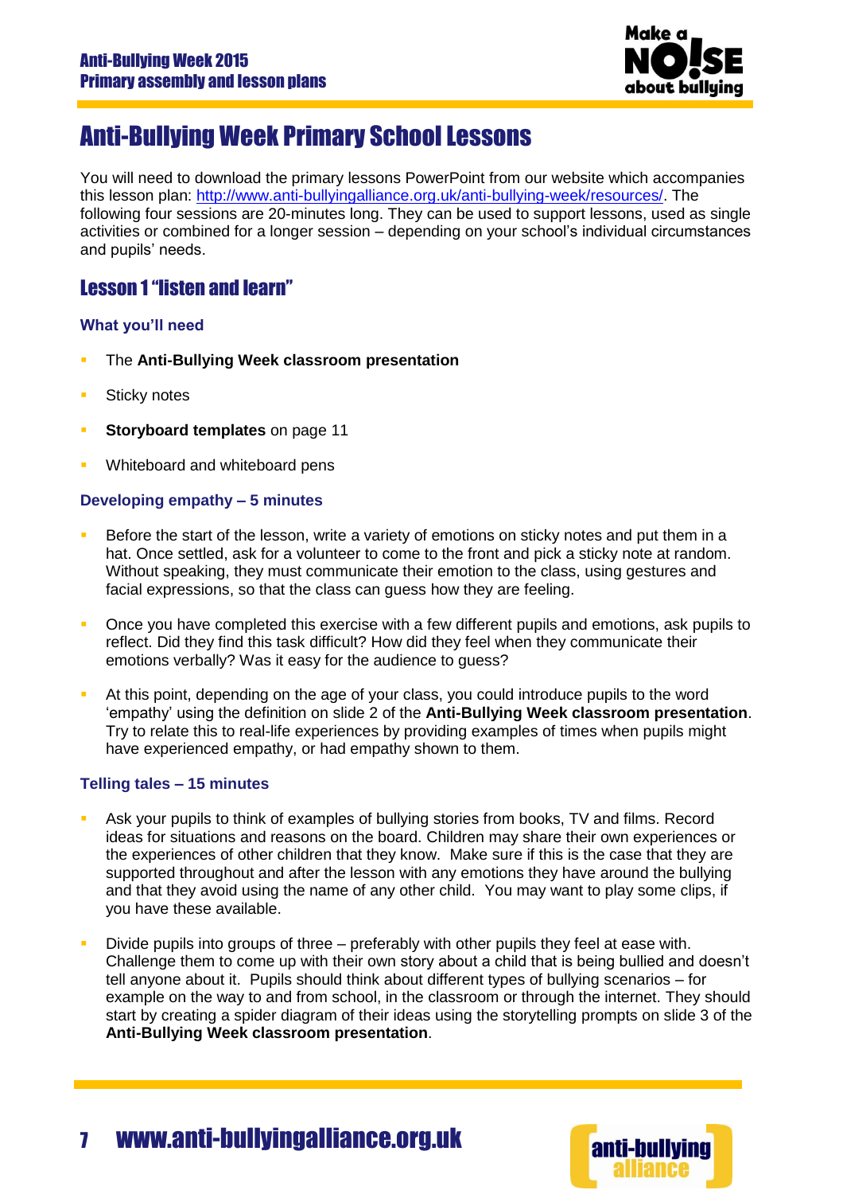# Anti-Bullying Week Primary School Lessons

You will need to download the primary lessons PowerPoint from our website which accompanies this lesson plan: http://www.anti-bullyingalliance.org.uk/anti-bullying-week/resources/. The following four sessions are 20-minutes long. They can be used to support lessons, used as single activities or combined for a longer session – depending on your school's individual circumstances and pupils' needs.

## Lesson 1 "listen and learn"

### What you'll need

- The **Anti-Bullying Week classroom presentation**
- Sticky notes
- **Storyboard templates** on page 11
- Whiteboard and whiteboard pens

### Developing empathy – 5 minutes

- Before the start of the lesson, write a variety of emotions on sticky notes and put them in a hat. Once settled, ask for a volunteer to come to the front and pick a sticky note at random. Without speaking, they must communicate their emotion to the class, using gestures and facial expressions, so that the class can guess how they are feeling.
- Once you have completed this exercise with a few different pupils and emotions, ask pupils to reflect. Did they find this task difficult? How did they feel when they communicate their emotions verbally? Was it easy for the audience to guess?
- At this point, depending on the age of your class, you could introduce pupils to the word 'empathy' using the definition on slide 2 of the **Anti-Bullying Week classroom presentation**. Try to relate this to real-life experiences by providing examples of times when pupils might have experienced empathy, or had empathy shown to them.

### Telling tales – 15 minutes

- Ask your pupils to think of examples of bullying stories from books, TV and films. Record ideas for situations and reasons on the board. Children may share their own experiences or the experiences of other children that they know. Make sure if this is the case that they are supported throughout and after the lesson with any emotions they have around the bullying and that they avoid using the name of any other child. You may want to play some clips, if you have these available.
- Divide pupils into groups of three – preferably with other pupils they feel at ease with. Challenge them to come up with their own story about a child that is being bullied and doesn't tell anyone about it. Pupils should think about different types of bullying scenarios – for example on the way to and from school, in the classroom or through the internet. They should start by creating a spider diagram of their ideas using the storytelling prompts on slide 3 of the **Anti-Bullying Week classroom presentation**.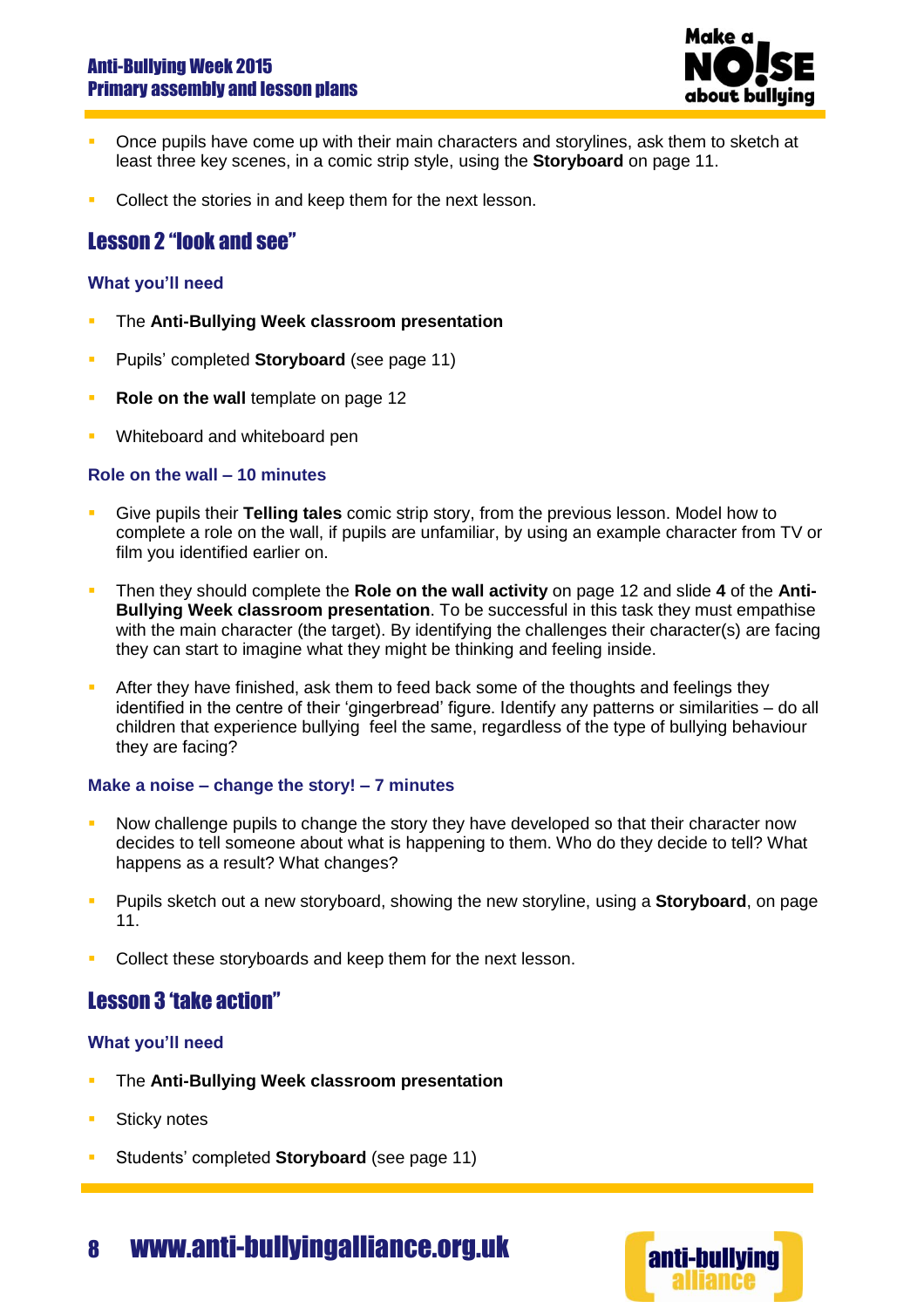- Once pupils have come up with their main characters and storylines, ask them to sketch at least three key scenes, in a comic strip style, using the **Storyboard** on page 11.
- Collect the stories in and keep them for the next lesson.

## Lesson 2 "look and see"

### What you'll need

- The **Anti-Bullying Week classroom presentation**
- Pupils' completed **Storyboard** (see page 11)
- **Role on the wall** template on page 12
- Whiteboard and whiteboard pen

### Role on the wall – 10 minutes

- Give pupils their **Telling tales** comic strip story, from the previous lesson. Model how to complete a role on the wall, if pupils are unfamiliar, by using an example character from TV or film you identified earlier on.
- Then they should complete the **Role on the wall activity** on page 12 and slide **4** of the **Anti-Bullying Week classroom presentation**. To be successful in this task they must empathise with the main character (the target). By identifying the challenges their character(s) are facing they can start to imagine what they might be thinking and feeling inside.
- After they have finished, ask them to feed back some of the thoughts and feelings they identified in the centre of their 'gingerbread' figure. Identify any patterns or similarities – do all children that experience bullying feel the same, regardless of the type of bullying behaviour they are facing?

### Make a noise – change the story! – 7 minutes

- Now challenge pupils to change the story they have developed so that their character now decides to tell someone about what is happening to them. Who do they decide to tell? What happens as a result? What changes?
- Pupils sketch out a new storyboard, showing the new storyline, using a **Storyboard**, on page 11.
- Collect these storyboards and keep them for the next lesson.

## Lesson 3 'take action"

### What you'll need

- The **Anti-Bullying Week classroom presentation**
- Sticky notes
- Students' completed **Storyboard** (see page 11)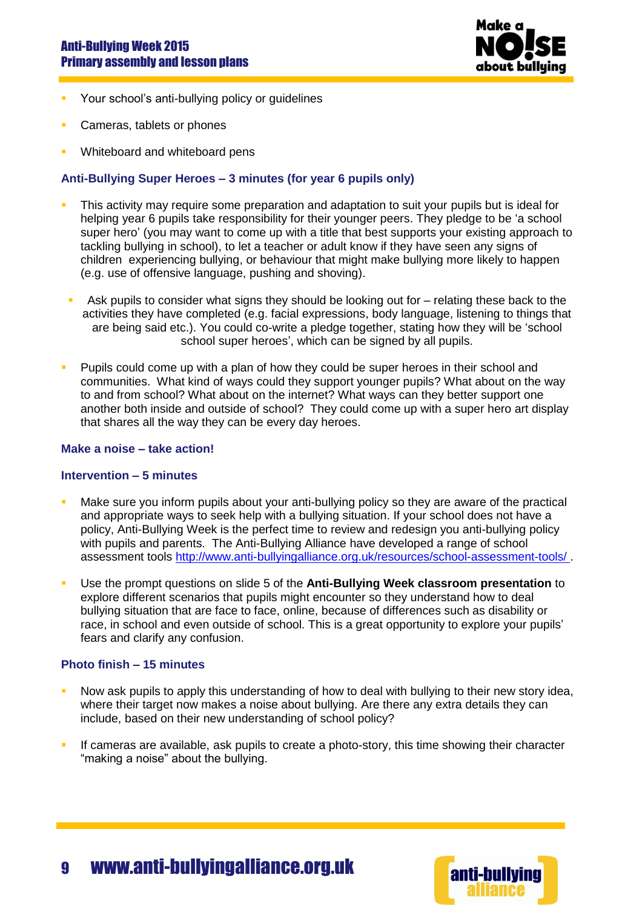- Your school's anti-bullying policy or guidelines
- Cameras, tablets or phones
- Whiteboard and whiteboard pens

### Anti-Bullying Super Heroes – 3 minutes (for year 6 pupils only)

- This activity may require some preparation and adaptation to suit your pupils but is ideal for helping year 6 pupils take responsibility for their younger peers. They pledge to be 'a school super hero' (you may want to come up with a title that best supports your existing approach to tackling bullying in school), to let a teacher or adult know if they have seen any signs of children experiencing bullying, or behaviour that might make bullying more likely to happen (e.g. use of offensive language, pushing and shoving).
- Ask pupils to consider what signs they should be looking out for – relating these back to the activities they have completed (e.g. facial expressions, body language, listening to things that are being said etc.). You could co-write a pledge together, stating how they will be 'school super heroes', which can be signed by all pupils.
- Pupils could come up with a plan of how they could be super heroes in their school and communities. What kind of ways could they support younger pupils? What about on the way to and from school? What about on the internet? What ways can they better support one another both inside and outside of school? They could come up with a super hero art display that shares all the way they can be every day heroes.

### Make a noise – take action!

### Intervention – 5 minutes

- Make sure you inform pupils about your anti-bullying policy so they are aware of the practical and appropriate ways to seek help with a bullying situation. If your school does not have a policy, Anti-Bullying Week is the perfect time to review and redesign you anti-bullying policy with pupils and parents. The Anti-Bullying Alliance have developed a range of school assessment tools http://www.anti-bullyingalliance.org.uk/resources/school-assessment-tools/ .
- Use the prompt questions on slide 5 of the **Anti-Bullying Week classroom presentation** to explore different scenarios that pupils might encounter so they understand how to deal bullying situation that are face to face, online, because of differences such as disability or race, in school and even outside of school. This is a great opportunity to explore your pupils' fears and clarify any confusion.

### Photo finish – 15 minutes

- Now ask pupils to apply this understanding of how to deal with bullying to their new story idea, where their target now makes a noise about bullying. Are there any extra details they can include, based on their new understanding of school policy?
- If cameras are available, ask pupils to create a photo-story, this time showing their character "making a noise" about the bullying.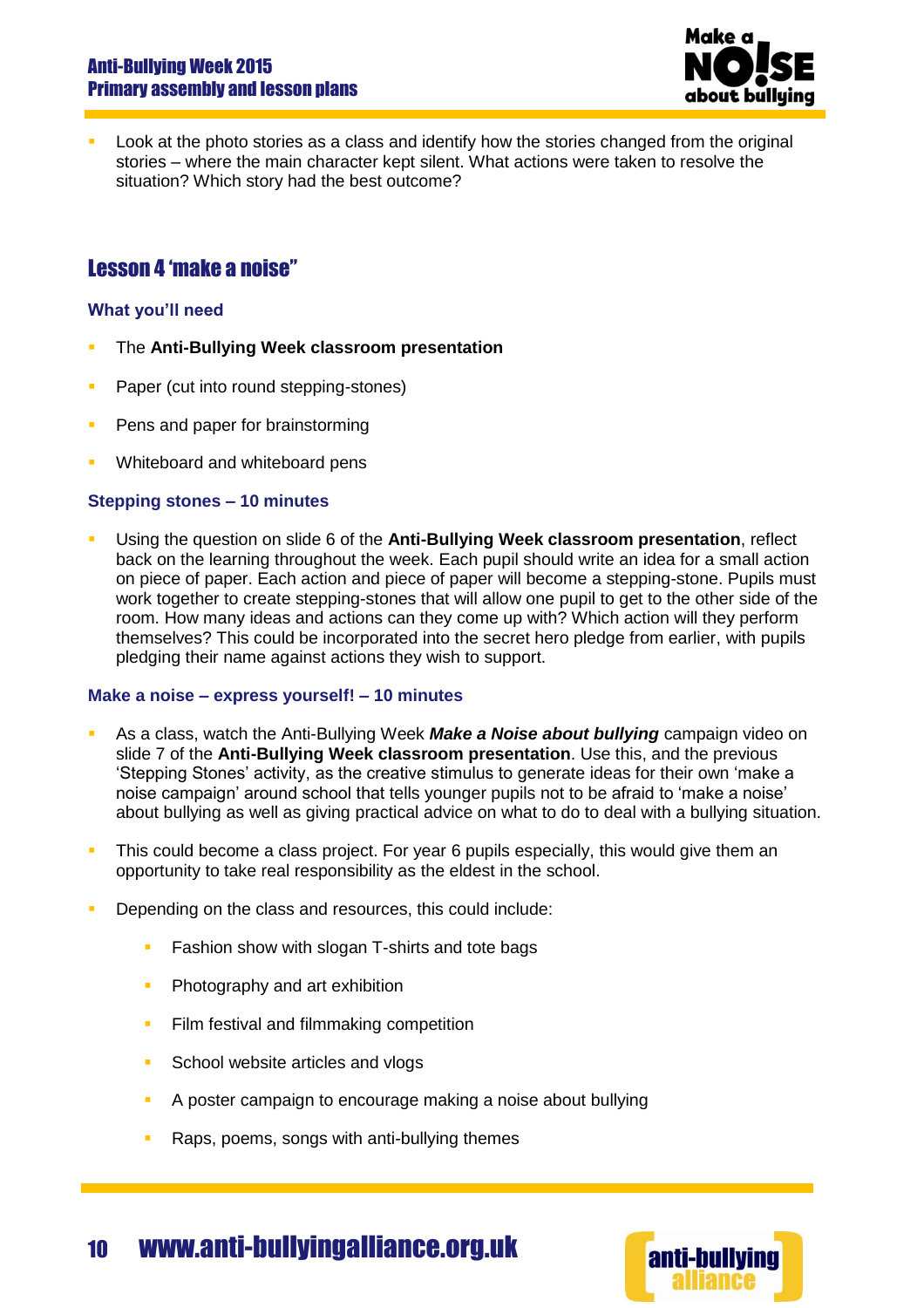- Look at the photo stories as a class and identify how the stories changed from the original stories – where the main character kept silent. What actions were taken to resolve the situation? Which story had the best outcome?

## Lesson 4 'make a noise"

### What you'll need

- The **Anti-Bullying Week classroom presentation**
- Paper (cut into round stepping-stones)
- Pens and paper for brainstorming
- Whiteboard and whiteboard pens

### Stepping stones – 10 minutes

- Using the question on slide 6 of the **Anti-Bullying Week classroom presentation**, reflect back on the learning throughout the week. Each pupil should write an idea for a small action on piece of paper. Each action and piece of paper will become a stepping-stone. Pupils must work together to create stepping-stones that will allow one pupil to get to the other side of the room. How many ideas and actions can they come up with? Which action will they perform themselves? This could be incorporated into the secret hero pledge from earlier, with pupils pledging their name against actions they wish to support.

### Make a noise – express yourself! – 10 minutes

- As a class, watch the Anti-Bullying Week ***Make a Noise about bullying*** campaign video on slide 7 of the **Anti-Bullying Week classroom presentation**. Use this, and the previous 'Stepping Stones' activity, as the creative stimulus to generate ideas for their own 'make a noise campaign' around school that tells younger pupils not to be afraid to 'make a noise' about bullying as well as giving practical advice on what to do to deal with a bullying situation.
- This could become a class project. For year 6 pupils especially, this would give them an opportunity to take real responsibility as the eldest in the school.
- Depending on the class and resources, this could include:
  - Fashion show with slogan T-shirts and tote bags
  - Photography and art exhibition
  - Film festival and filmmaking competition
  - School website articles and vlogs
  - A poster campaign to encourage making a noise about bullying
  - Raps, poems, songs with anti-bullying themes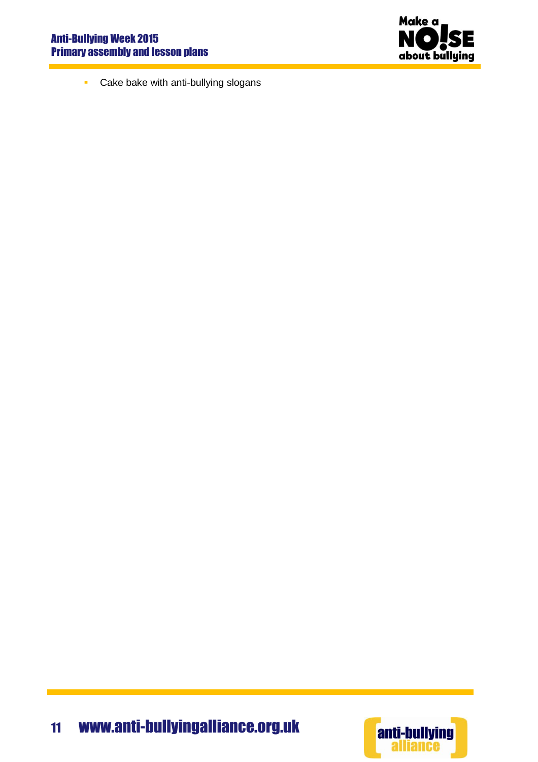- Cake bake with anti-bullying slogans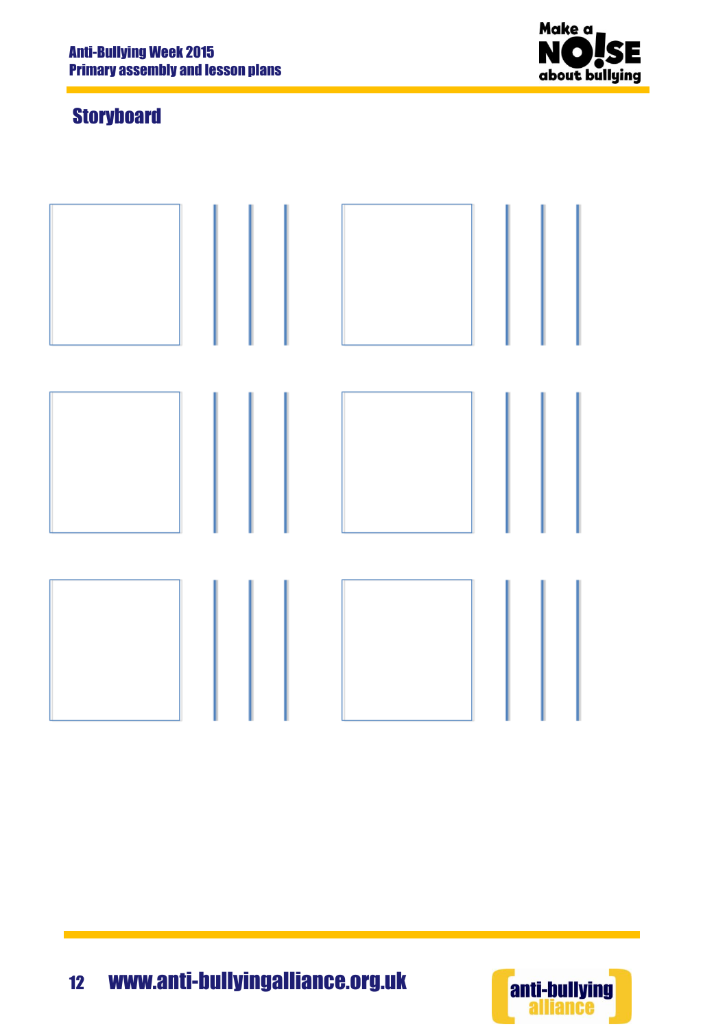## Storyboard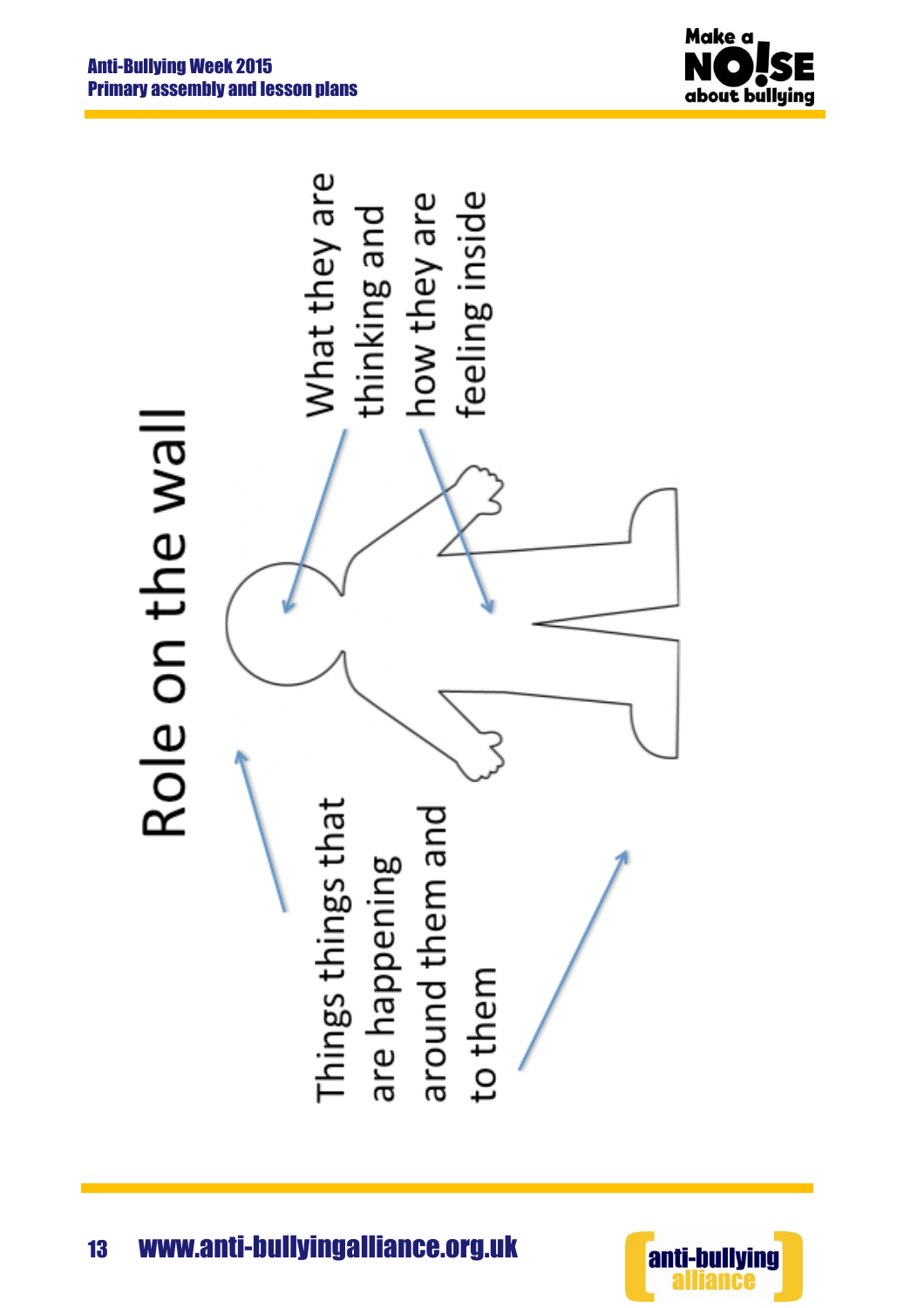# Role on the wall

What they are thinking and how they are feeling inside

Things things that are happening around them and to them